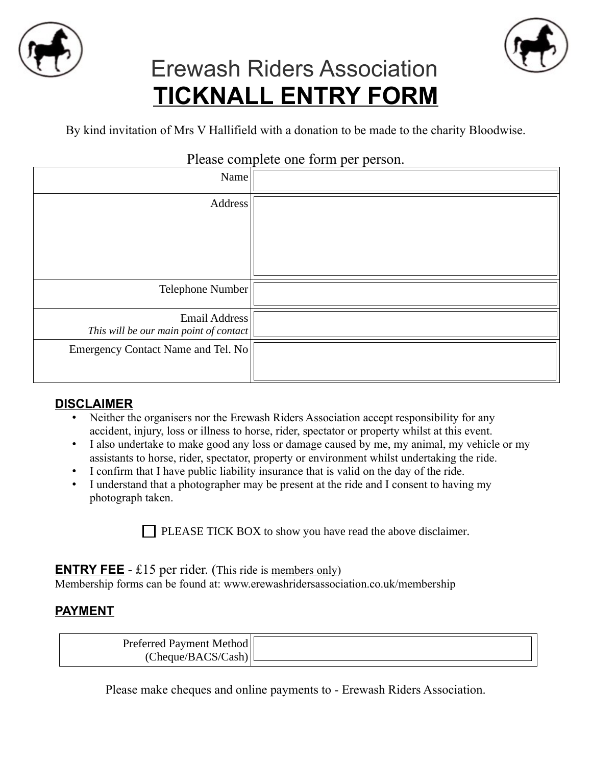# Erewash Riders Association

# **TICKNALL ENTRY FORM**

By kind invitation of Mrs V Hallifield with a donation to be made to the charity Bloodwise.

Please complete one form per person.

| | |
|---|---|
| Name | |
| Address | |
| Telephone Number | |
| Email Address<br>*This will be our main point of contact* | |
| Emergency Contact Name and Tel. No | |

## DISCLAIMER

- Neither the organisers nor the Erewash Riders Association accept responsibility for any accident, injury, loss or illness to horse, rider, spectator or property whilst at this event.
- I also undertake to make good any loss or damage caused by me, my animal, my vehicle or my assistants to horse, rider, spectator, property or environment whilst undertaking the ride.
- I confirm that I have public liability insurance that is valid on the day of the ride.
- I understand that a photographer may be present at the ride and I consent to having my photograph taken.

☐ PLEASE TICK BOX to show you have read the above disclaimer.

**ENTRY FEE** - £15 per rider. (This ride is members only)
Membership forms can be found at: www.erewashridersassociation.co.uk/membership

## PAYMENT

| | |
|---|---|
| Preferred Payment Method (Cheque/BACS/Cash) | |

Please make cheques and online payments to - Erewash Riders Association.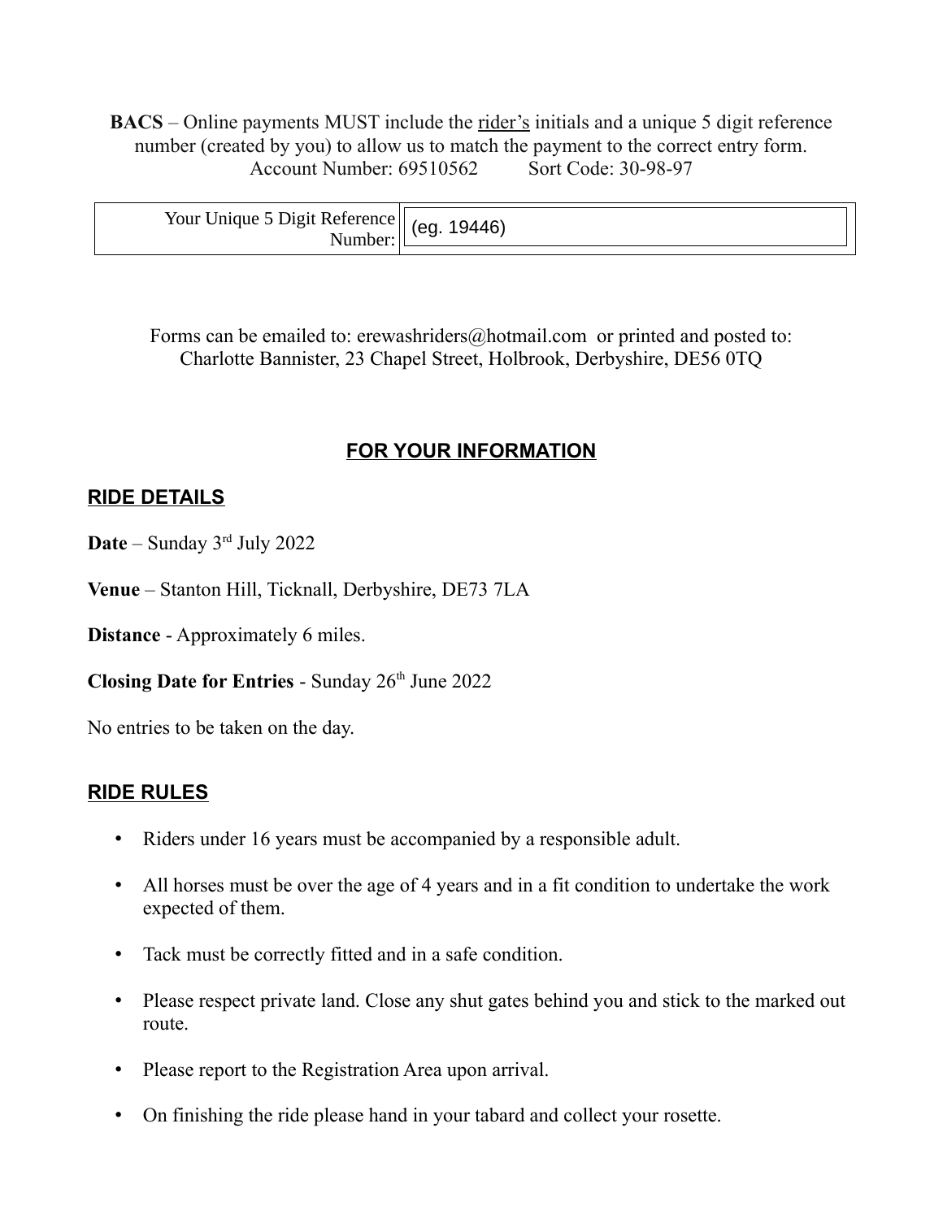**BACS** – Online payments MUST include the rider's initials and a unique 5 digit reference number (created by you) to allow us to match the payment to the correct entry form.
Account Number: 69510562 Sort Code: 30-98-97

| | |
|---|---|
| Your Unique 5 Digit Reference Number: | (eg. 19446) |

Forms can be emailed to: erewashriders@hotmail.com or printed and posted to: Charlotte Bannister, 23 Chapel Street, Holbrook, Derbyshire, DE56 0TQ

## FOR YOUR INFORMATION

### RIDE DETAILS

**Date** – Sunday 3rd July 2022

**Venue** – Stanton Hill, Ticknall, Derbyshire, DE73 7LA

**Distance** - Approximately 6 miles.

**Closing Date for Entries** - Sunday 26th June 2022

No entries to be taken on the day.

### RIDE RULES

- Riders under 16 years must be accompanied by a responsible adult.
- All horses must be over the age of 4 years and in a fit condition to undertake the work expected of them.
- Tack must be correctly fitted and in a safe condition.
- Please respect private land. Close any shut gates behind you and stick to the marked out route.
- Please report to the Registration Area upon arrival.
- On finishing the ride please hand in your tabard and collect your rosette.